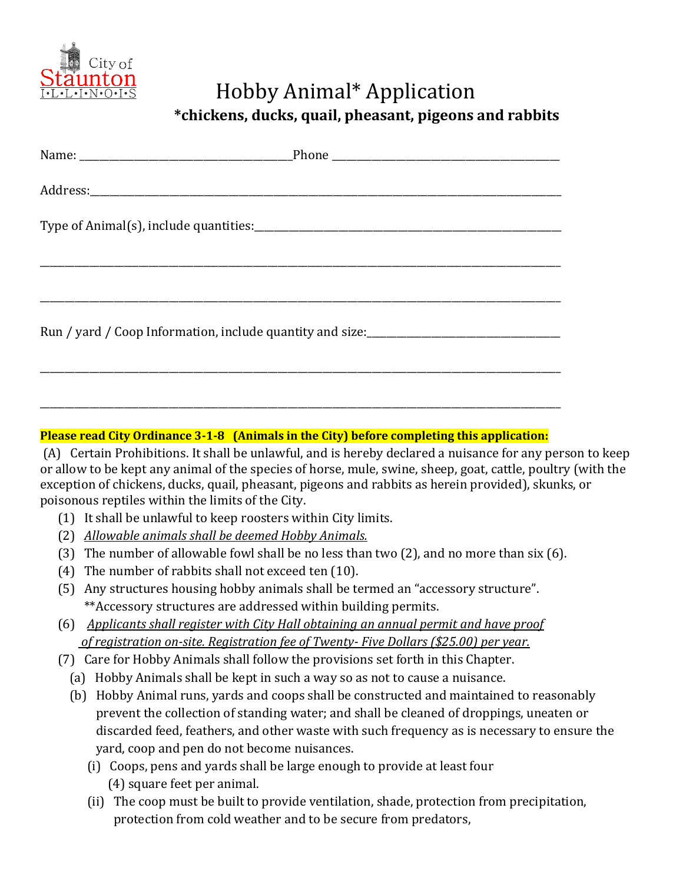City of Staunton I·L·L·I·N·O·I·S

# Hobby Animal* Application

## *chickens, ducks, quail, pheasant, pigeons and rabbits

Name: ______________________________ Phone ______________________________

Address: ______________________________________________________________

Type of Animal(s), include quantities: ___________________________________

______________________________________________________________________

______________________________________________________________________

Run / yard / Coop Information, include quantity and size: ____________________

______________________________________________________________________

______________________________________________________________________

**Please read City Ordinance 3-1-8 (Animals in the City) before completing this application:**

(A) Certain Prohibitions. It shall be unlawful, and is hereby declared a nuisance for any person to keep or allow to be kept any animal of the species of horse, mule, swine, sheep, goat, cattle, poultry (with the exception of chickens, ducks, quail, pheasant, pigeons and rabbits as herein provided), skunks, or poisonous reptiles within the limits of the City.

(1) It shall be unlawful to keep roosters within City limits.

(2) *Allowable animals shall be deemed Hobby Animals.*

(3) The number of allowable fowl shall be no less than two (2), and no more than six (6).

(4) The number of rabbits shall not exceed ten (10).

(5) Any structures housing hobby animals shall be termed an "accessory structure". **Accessory structures are addressed within building permits.

(6) *Applicants shall register with City Hall obtaining an annual permit and have proof of registration on-site. Registration fee of Twenty- Five Dollars ($25.00) per year.*

(7) Care for Hobby Animals shall follow the provisions set forth in this Chapter.

  (a) Hobby Animals shall be kept in such a way so as not to cause a nuisance.

  (b) Hobby Animal runs, yards and coops shall be constructed and maintained to reasonably prevent the collection of standing water; and shall be cleaned of droppings, uneaten or discarded feed, feathers, and other waste with such frequency as is necessary to ensure the yard, coop and pen do not become nuisances.

    (i) Coops, pens and yards shall be large enough to provide at least four (4) square feet per animal.

    (ii) The coop must be built to provide ventilation, shade, protection from precipitation, protection from cold weather and to be secure from predators,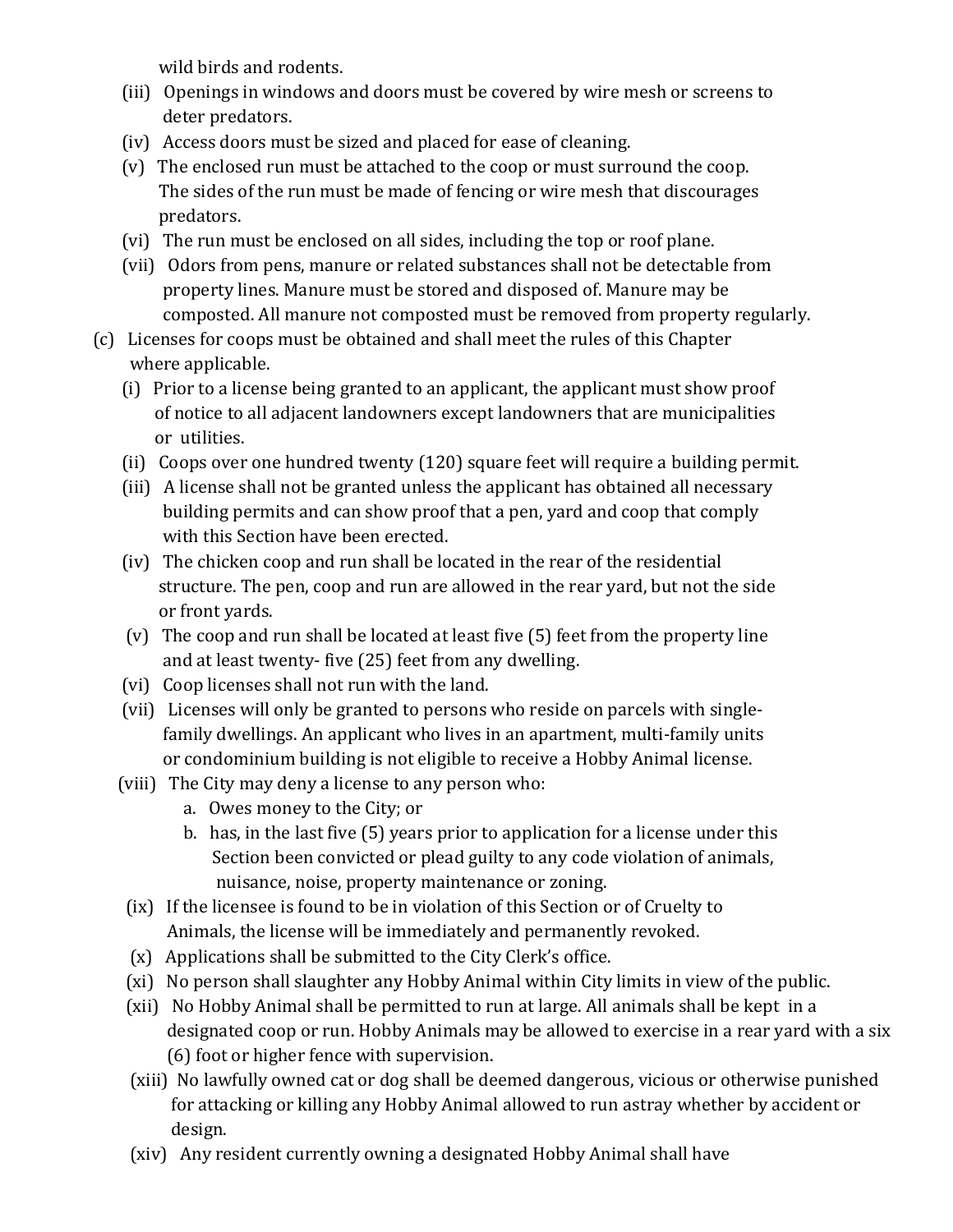wild birds and rodents.

(iii) Openings in windows and doors must be covered by wire mesh or screens to deter predators.

(iv) Access doors must be sized and placed for ease of cleaning.

(v) The enclosed run must be attached to the coop or must surround the coop. The sides of the run must be made of fencing or wire mesh that discourages predators.

(vi) The run must be enclosed on all sides, including the top or roof plane.

(vii) Odors from pens, manure or related substances shall not be detectable from property lines. Manure must be stored and disposed of. Manure may be composted. All manure not composted must be removed from property regularly.

(c) Licenses for coops must be obtained and shall meet the rules of this Chapter where applicable.

(i) Prior to a license being granted to an applicant, the applicant must show proof of notice to all adjacent landowners except landowners that are municipalities or utilities.

(ii) Coops over one hundred twenty (120) square feet will require a building permit.

(iii) A license shall not be granted unless the applicant has obtained all necessary building permits and can show proof that a pen, yard and coop that comply with this Section have been erected.

(iv) The chicken coop and run shall be located in the rear of the residential structure. The pen, coop and run are allowed in the rear yard, but not the side or front yards.

(v) The coop and run shall be located at least five (5) feet from the property line and at least twenty- five (25) feet from any dwelling.

(vi) Coop licenses shall not run with the land.

(vii) Licenses will only be granted to persons who reside on parcels with single-family dwellings. An applicant who lives in an apartment, multi-family units or condominium building is not eligible to receive a Hobby Animal license.

(viii) The City may deny a license to any person who:

a. Owes money to the City; or

b. has, in the last five (5) years prior to application for a license under this Section been convicted or plead guilty to any code violation of animals, nuisance, noise, property maintenance or zoning.

(ix) If the licensee is found to be in violation of this Section or of Cruelty to Animals, the license will be immediately and permanently revoked.

(x) Applications shall be submitted to the City Clerk's office.

(xi) No person shall slaughter any Hobby Animal within City limits in view of the public.

(xii) No Hobby Animal shall be permitted to run at large. All animals shall be kept in a designated coop or run. Hobby Animals may be allowed to exercise in a rear yard with a six (6) foot or higher fence with supervision.

(xiii) No lawfully owned cat or dog shall be deemed dangerous, vicious or otherwise punished for attacking or killing any Hobby Animal allowed to run astray whether by accident or design.

(xiv) Any resident currently owning a designated Hobby Animal shall have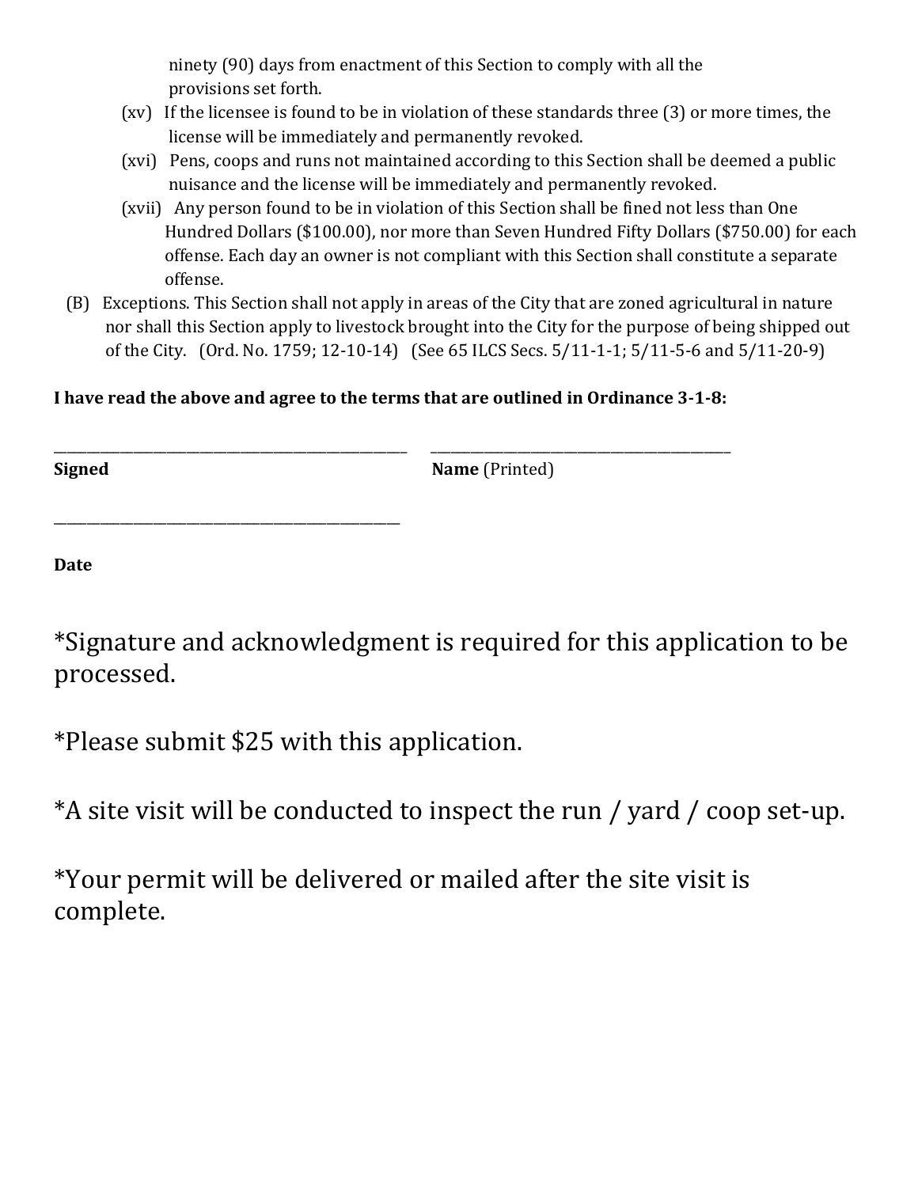ninety (90) days from enactment of this Section to comply with all the provisions set forth.

(xv) If the licensee is found to be in violation of these standards three (3) or more times, the license will be immediately and permanently revoked.

(xvi) Pens, coops and runs not maintained according to this Section shall be deemed a public nuisance and the license will be immediately and permanently revoked.

(xvii) Any person found to be in violation of this Section shall be fined not less than One Hundred Dollars ($100.00), nor more than Seven Hundred Fifty Dollars ($750.00) for each offense. Each day an owner is not compliant with this Section shall constitute a separate offense.

(B) Exceptions. This Section shall not apply in areas of the City that are zoned agricultural in nature nor shall this Section apply to livestock brought into the City for the purpose of being shipped out of the City. (Ord. No. 1759; 12-10-14) (See 65 ILCS Secs. 5/11-1-1; 5/11-5-6 and 5/11-20-9)

**I have read the above and agree to the terms that are outlined in Ordinance 3-1-8:**

\_\_\_\_\_\_\_\_\_\_\_\_\_\_\_\_\_\_\_\_\_\_\_\_\_\_\_\_\_\_\_\_\_\_\_\_\_\_\_\_ \_\_\_\_\_\_\_\_\_\_\_\_\_\_\_\_\_\_\_\_\_\_\_\_\_\_\_\_\_\_\_\_\_\_\_\_\_\_\_\_

**Signed** **Name** (Printed)

\_\_\_\_\_\_\_\_\_\_\_\_\_\_\_\_\_\_\_\_\_\_\_\_\_\_\_\_\_\_\_\_\_\_\_\_\_\_\_\_

**Date**

*Signature and acknowledgment is required for this application to be processed.

*Please submit $25 with this application.

*A site visit will be conducted to inspect the run / yard / coop set-up.

*Your permit will be delivered or mailed after the site visit is complete.